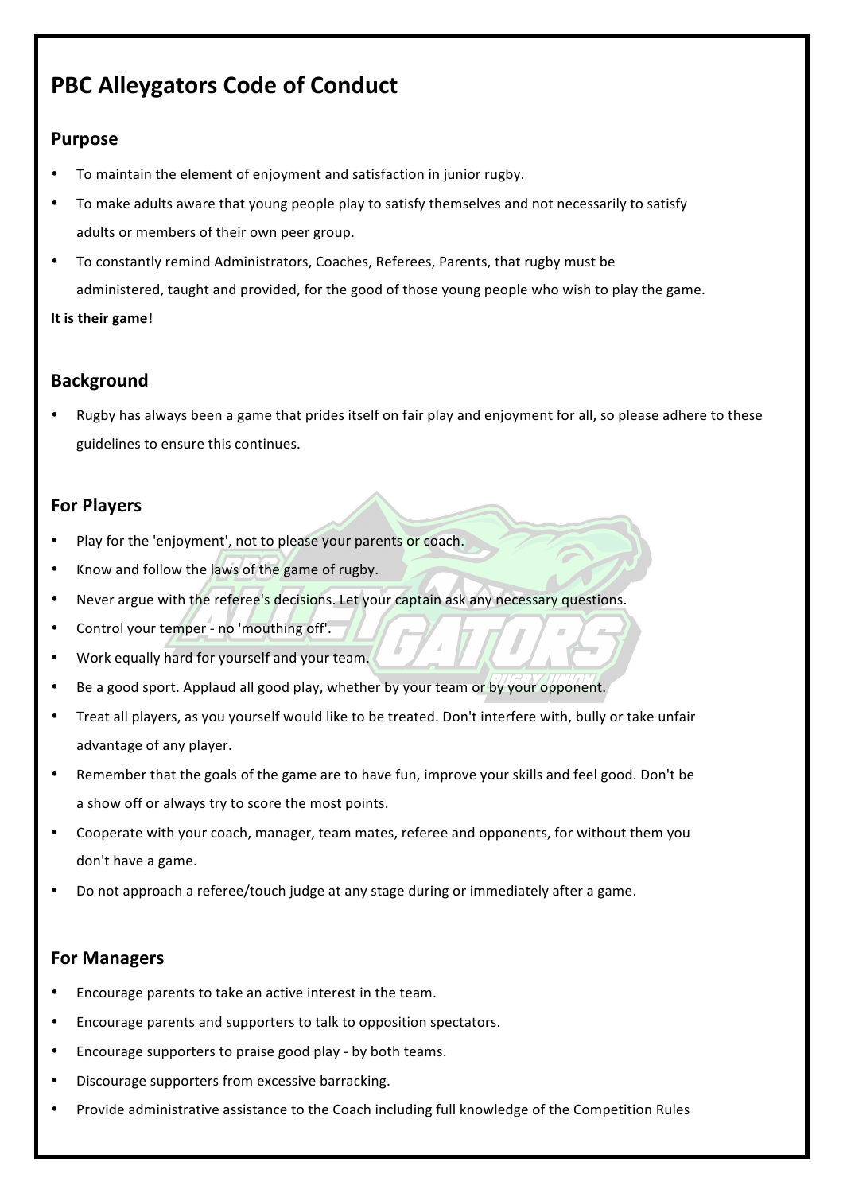# PBC Alleygators Code of Conduct

## Purpose

- To maintain the element of enjoyment and satisfaction in junior rugby.
- To make adults aware that young people play to satisfy themselves and not necessarily to satisfy adults or members of their own peer group.
- To constantly remind Administrators, Coaches, Referees, Parents, that rugby must be administered, taught and provided, for the good of those young people who wish to play the game.

**It is their game!**

## Background

- Rugby has always been a game that prides itself on fair play and enjoyment for all, so please adhere to these guidelines to ensure this continues.

## For Players

- Play for the 'enjoyment', not to please your parents or coach.
- Know and follow the laws of the game of rugby.
- Never argue with the referee's decisions. Let your captain ask any necessary questions.
- Control your temper - no 'mouthing off'.
- Work equally hard for yourself and your team.
- Be a good sport. Applaud all good play, whether by your team or by your opponent.
- Treat all players, as you yourself would like to be treated. Don't interfere with, bully or take unfair advantage of any player.
- Remember that the goals of the game are to have fun, improve your skills and feel good. Don't be a show off or always try to score the most points.
- Cooperate with your coach, manager, team mates, referee and opponents, for without them you don't have a game.
- Do not approach a referee/touch judge at any stage during or immediately after a game.

## For Managers

- Encourage parents to take an active interest in the team.
- Encourage parents and supporters to talk to opposition spectators.
- Encourage supporters to praise good play - by both teams.
- Discourage supporters from excessive barracking.
- Provide administrative assistance to the Coach including full knowledge of the Competition Rules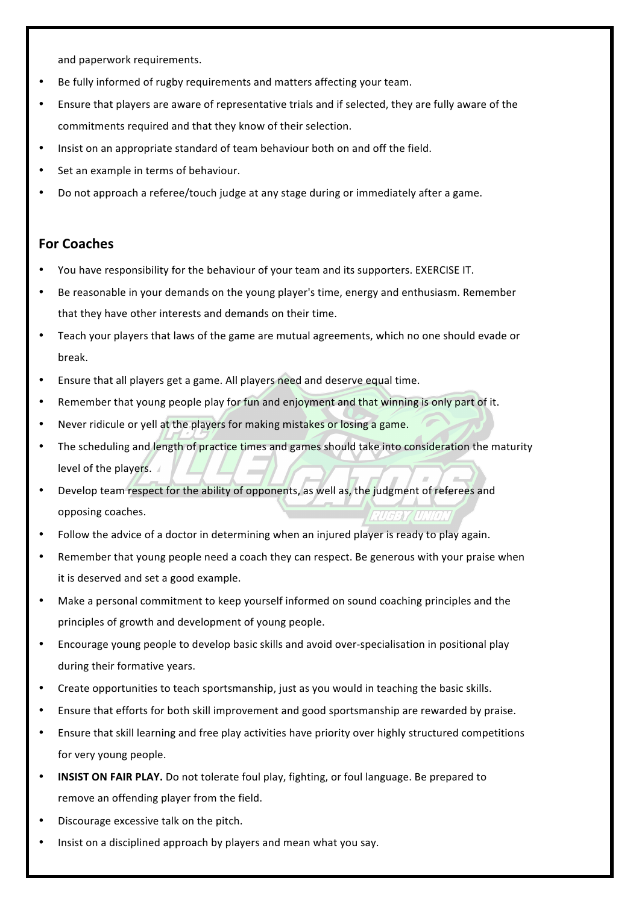and paperwork requirements.

- Be fully informed of rugby requirements and matters affecting your team.
- Ensure that players are aware of representative trials and if selected, they are fully aware of the commitments required and that they know of their selection.
- Insist on an appropriate standard of team behaviour both on and off the field.
- Set an example in terms of behaviour.
- Do not approach a referee/touch judge at any stage during or immediately after a game.

## For Coaches

- You have responsibility for the behaviour of your team and its supporters. EXERCISE IT.
- Be reasonable in your demands on the young player's time, energy and enthusiasm. Remember that they have other interests and demands on their time.
- Teach your players that laws of the game are mutual agreements, which no one should evade or break.
- Ensure that all players get a game. All players need and deserve equal time.
- Remember that young people play for fun and enjoyment and that winning is only part of it.
- Never ridicule or yell at the players for making mistakes or losing a game.
- The scheduling and length of practice times and games should take into consideration the maturity level of the players.
- Develop team respect for the ability of opponents, as well as, the judgment of referees and opposing coaches.
- Follow the advice of a doctor in determining when an injured player is ready to play again.
- Remember that young people need a coach they can respect. Be generous with your praise when it is deserved and set a good example.
- Make a personal commitment to keep yourself informed on sound coaching principles and the principles of growth and development of young people.
- Encourage young people to develop basic skills and avoid over-specialisation in positional play during their formative years.
- Create opportunities to teach sportsmanship, just as you would in teaching the basic skills.
- Ensure that efforts for both skill improvement and good sportsmanship are rewarded by praise.
- Ensure that skill learning and free play activities have priority over highly structured competitions for very young people.
- **INSIST ON FAIR PLAY.** Do not tolerate foul play, fighting, or foul language. Be prepared to remove an offending player from the field.
- Discourage excessive talk on the pitch.
- Insist on a disciplined approach by players and mean what you say.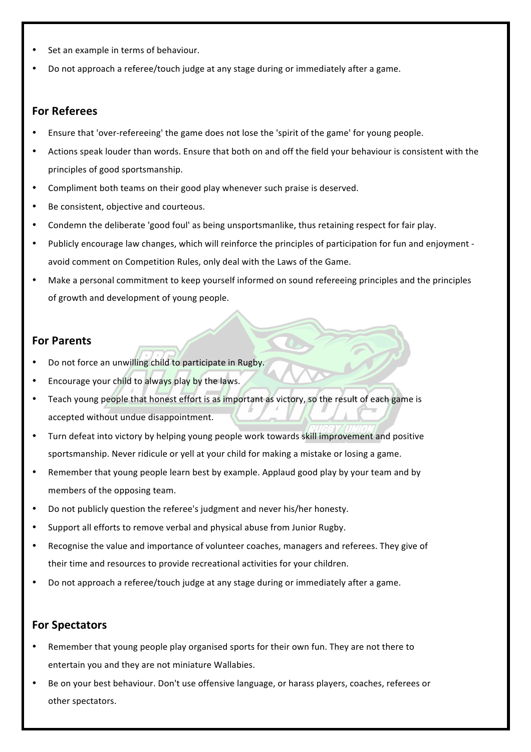- Set an example in terms of behaviour.
- Do not approach a referee/touch judge at any stage during or immediately after a game.

## For Referees

- Ensure that 'over-refereeing' the game does not lose the 'spirit of the game' for young people.
- Actions speak louder than words. Ensure that both on and off the field your behaviour is consistent with the principles of good sportsmanship.
- Compliment both teams on their good play whenever such praise is deserved.
- Be consistent, objective and courteous.
- Condemn the deliberate 'good foul' as being unsportsmanlike, thus retaining respect for fair play.
- Publicly encourage law changes, which will reinforce the principles of participation for fun and enjoyment - avoid comment on Competition Rules, only deal with the Laws of the Game.
- Make a personal commitment to keep yourself informed on sound refereeing principles and the principles of growth and development of young people.

## For Parents

- Do not force an unwilling child to participate in Rugby.
- Encourage your child to always play by the laws.
- Teach young people that honest effort is as important as victory, so the result of each game is accepted without undue disappointment.
- Turn defeat into victory by helping young people work towards skill improvement and positive sportsmanship. Never ridicule or yell at your child for making a mistake or losing a game.
- Remember that young people learn best by example. Applaud good play by your team and by members of the opposing team.
- Do not publicly question the referee's judgment and never his/her honesty.
- Support all efforts to remove verbal and physical abuse from Junior Rugby.
- Recognise the value and importance of volunteer coaches, managers and referees. They give of their time and resources to provide recreational activities for your children.
- Do not approach a referee/touch judge at any stage during or immediately after a game.

## For Spectators

- Remember that young people play organised sports for their own fun. They are not there to entertain you and they are not miniature Wallabies.
- Be on your best behaviour. Don't use offensive language, or harass players, coaches, referees or other spectators.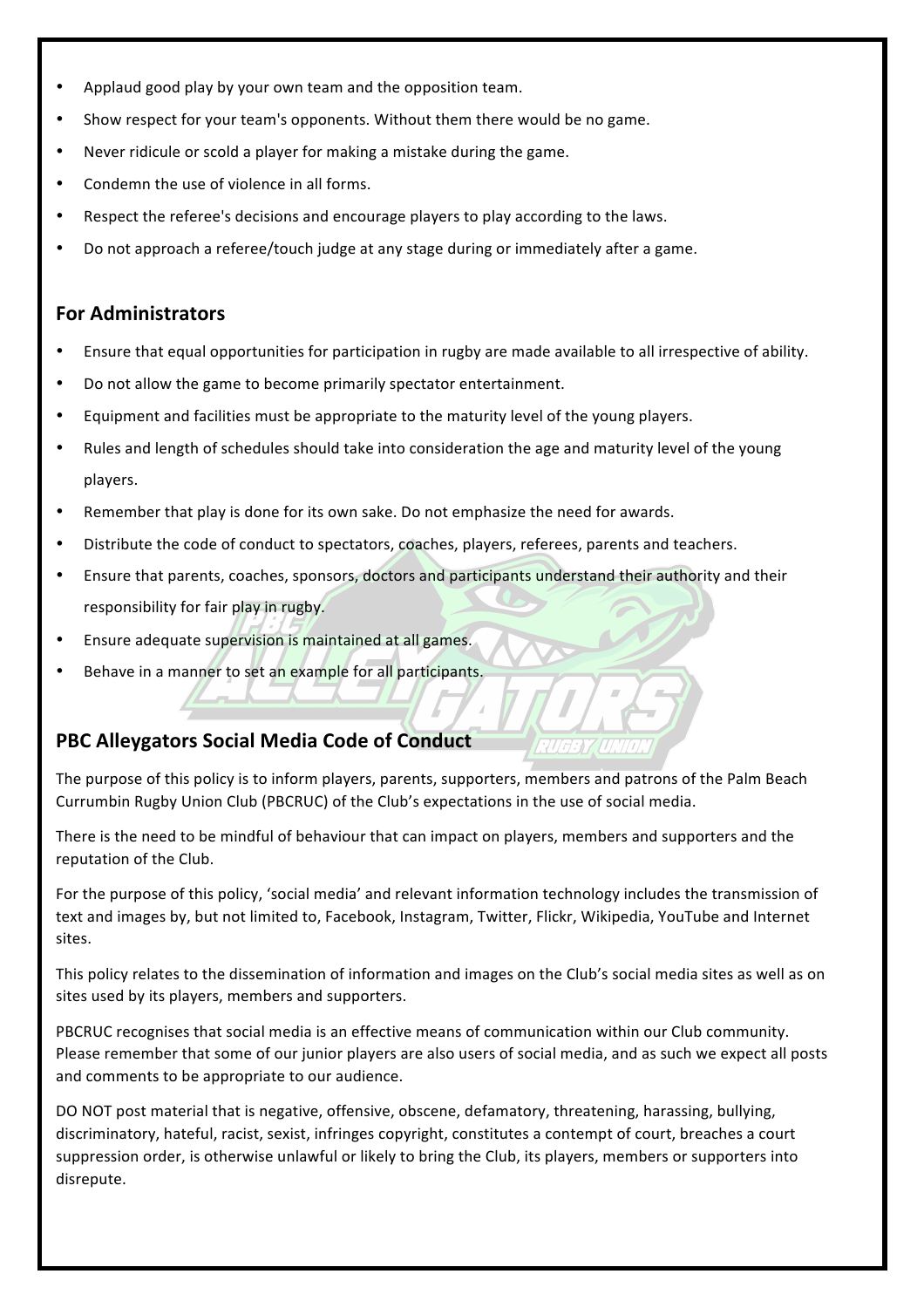- Applaud good play by your own team and the opposition team.
- Show respect for your team's opponents. Without them there would be no game.
- Never ridicule or scold a player for making a mistake during the game.
- Condemn the use of violence in all forms.
- Respect the referee's decisions and encourage players to play according to the laws.
- Do not approach a referee/touch judge at any stage during or immediately after a game.

## For Administrators

- Ensure that equal opportunities for participation in rugby are made available to all irrespective of ability.
- Do not allow the game to become primarily spectator entertainment.
- Equipment and facilities must be appropriate to the maturity level of the young players.
- Rules and length of schedules should take into consideration the age and maturity level of the young players.
- Remember that play is done for its own sake. Do not emphasize the need for awards.
- Distribute the code of conduct to spectators, coaches, players, referees, parents and teachers.
- Ensure that parents, coaches, sponsors, doctors and participants understand their authority and their responsibility for fair play in rugby.
- Ensure adequate supervision is maintained at all games.
- Behave in a manner to set an example for all participants.

## PBC Alleygators Social Media Code of Conduct

The purpose of this policy is to inform players, parents, supporters, members and patrons of the Palm Beach Currumbin Rugby Union Club (PBCRUC) of the Club's expectations in the use of social media.

There is the need to be mindful of behaviour that can impact on players, members and supporters and the reputation of the Club.

For the purpose of this policy, 'social media' and relevant information technology includes the transmission of text and images by, but not limited to, Facebook, Instagram, Twitter, Flickr, Wikipedia, YouTube and Internet sites.

This policy relates to the dissemination of information and images on the Club's social media sites as well as on sites used by its players, members and supporters.

PBCRUC recognises that social media is an effective means of communication within our Club community. Please remember that some of our junior players are also users of social media, and as such we expect all posts and comments to be appropriate to our audience.

DO NOT post material that is negative, offensive, obscene, defamatory, threatening, harassing, bullying, discriminatory, hateful, racist, sexist, infringes copyright, constitutes a contempt of court, breaches a court suppression order, is otherwise unlawful or likely to bring the Club, its players, members or supporters into disrepute.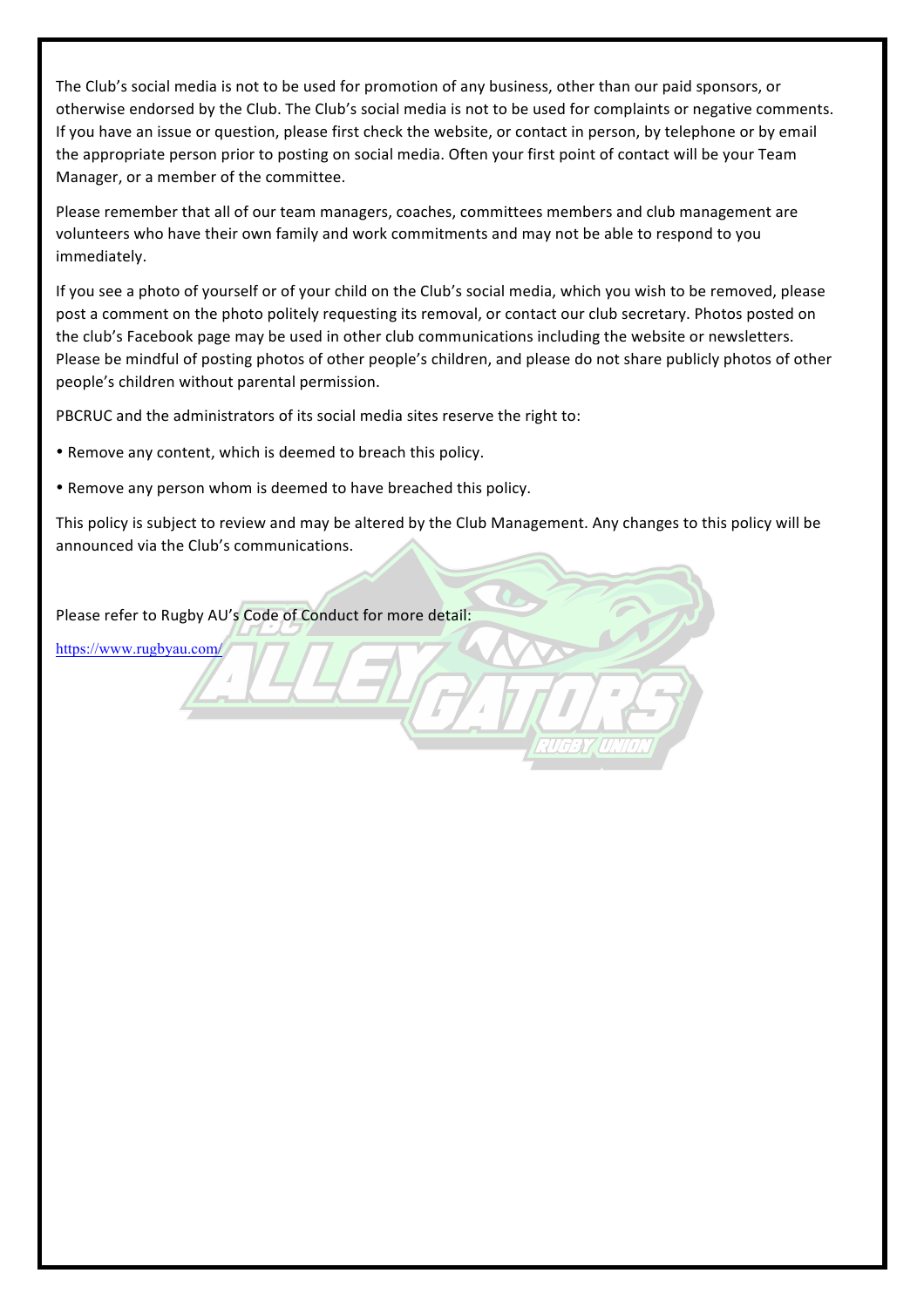The Club's social media is not to be used for promotion of any business, other than our paid sponsors, or otherwise endorsed by the Club. The Club's social media is not to be used for complaints or negative comments. If you have an issue or question, please first check the website, or contact in person, by telephone or by email the appropriate person prior to posting on social media. Often your first point of contact will be your Team Manager, or a member of the committee.

Please remember that all of our team managers, coaches, committees members and club management are volunteers who have their own family and work commitments and may not be able to respond to you immediately.

If you see a photo of yourself or of your child on the Club's social media, which you wish to be removed, please post a comment on the photo politely requesting its removal, or contact our club secretary. Photos posted on the club's Facebook page may be used in other club communications including the website or newsletters. Please be mindful of posting photos of other people's children, and please do not share publicly photos of other people's children without parental permission.

PBCRUC and the administrators of its social media sites reserve the right to:

- Remove any content, which is deemed to breach this policy.
- Remove any person whom is deemed to have breached this policy.

This policy is subject to review and may be altered by the Club Management. Any changes to this policy will be announced via the Club's communications.

Please refer to Rugby AU's Code of Conduct for more detail:

https://www.rugbyau.com/